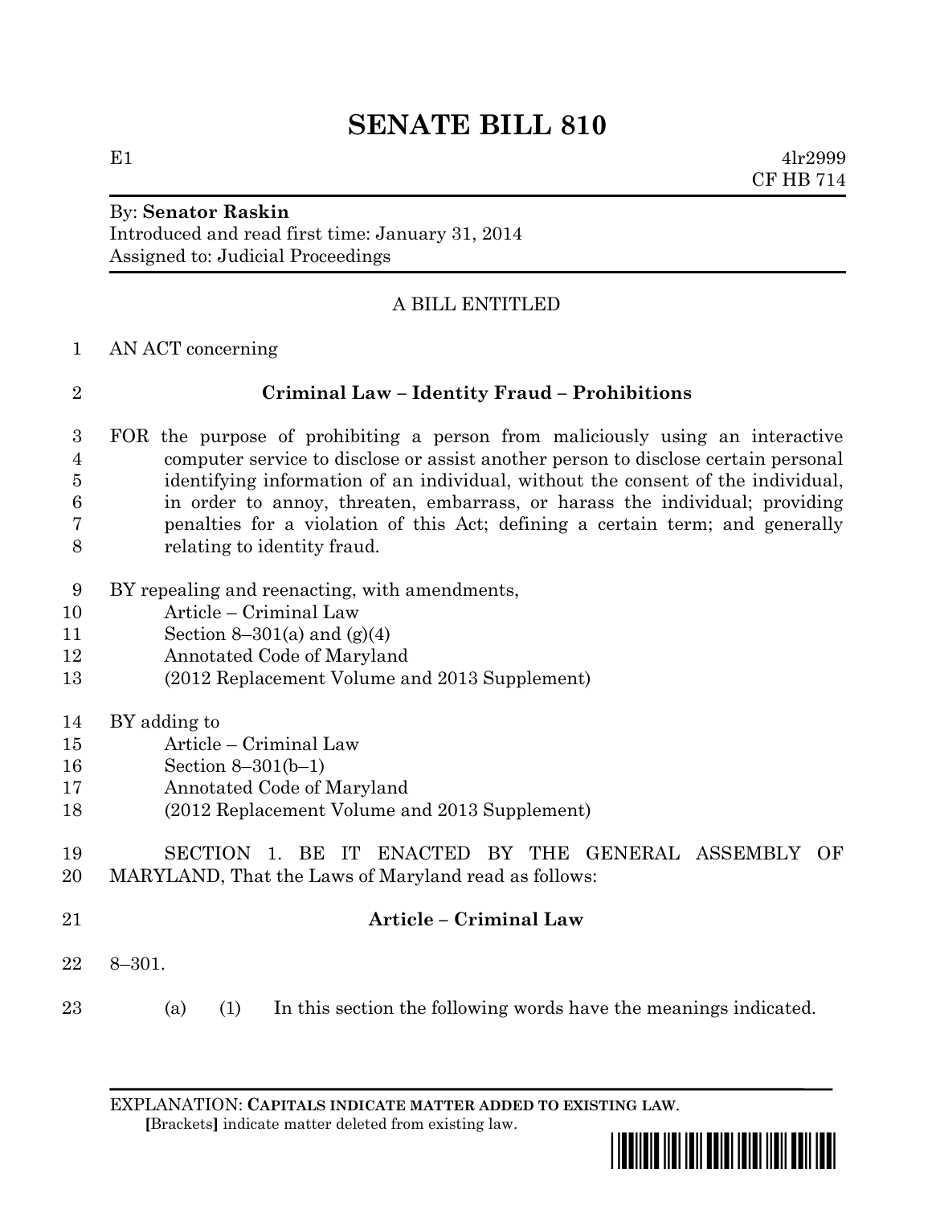# SENATE BILL 810

E1 4lr2999
CF HB 714

By: **Senator Raskin**
Introduced and read first time: January 31, 2014
Assigned to: Judicial Proceedings

A BILL ENTITLED

AN ACT concerning

**Criminal Law – Identity Fraud – Prohibitions**

FOR the purpose of prohibiting a person from maliciously using an interactive computer service to disclose or assist another person to disclose certain personal identifying information of an individual, without the consent of the individual, in order to annoy, threaten, embarrass, or harass the individual; providing penalties for a violation of this Act; defining a certain term; and generally relating to identity fraud.

BY repealing and reenacting, with amendments,
Article – Criminal Law
Section 8–301(a) and (g)(4)
Annotated Code of Maryland
(2012 Replacement Volume and 2013 Supplement)

BY adding to
Article – Criminal Law
Section 8–301(b–1)
Annotated Code of Maryland
(2012 Replacement Volume and 2013 Supplement)

SECTION 1. BE IT ENACTED BY THE GENERAL ASSEMBLY OF MARYLAND, That the Laws of Maryland read as follows:

**Article – Criminal Law**

8–301.

(a) (1) In this section the following words have the meanings indicated.

EXPLANATION: **CAPITALS INDICATE MATTER ADDED TO EXISTING LAW.**
**[**Brackets**]** indicate matter deleted from existing law.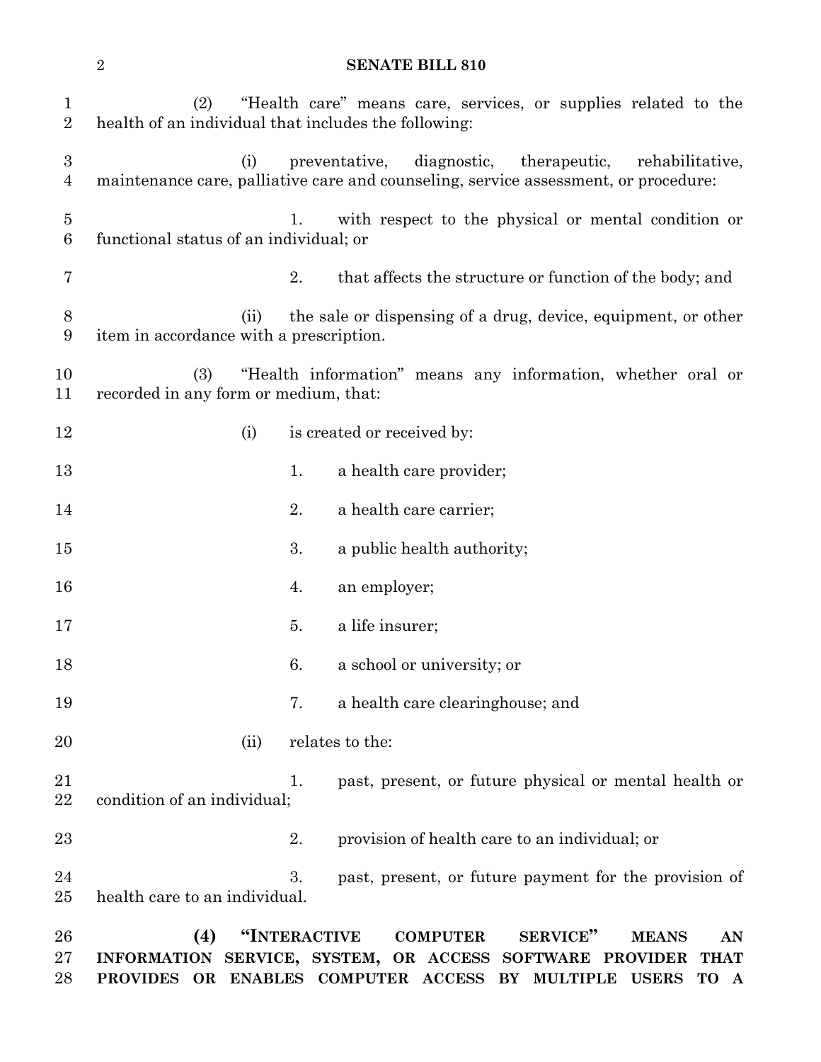(2) "Health care" means care, services, or supplies related to the health of an individual that includes the following:

(i) preventative, diagnostic, therapeutic, rehabilitative, maintenance care, palliative care and counseling, service assessment, or procedure:

1. with respect to the physical or mental condition or functional status of an individual; or

2. that affects the structure or function of the body; and

(ii) the sale or dispensing of a drug, device, equipment, or other item in accordance with a prescription.

(3) "Health information" means any information, whether oral or recorded in any form or medium, that:

(i) is created or received by:

1. a health care provider;

2. a health care carrier;

3. a public health authority;

4. an employer;

5. a life insurer;

6. a school or university; or

7. a health care clearinghouse; and

(ii) relates to the:

1. past, present, or future physical or mental health or condition of an individual;

2. provision of health care to an individual; or

3. past, present, or future payment for the provision of health care to an individual.

**(4) "INTERACTIVE COMPUTER SERVICE" MEANS AN INFORMATION SERVICE, SYSTEM, OR ACCESS SOFTWARE PROVIDER THAT PROVIDES OR ENABLES COMPUTER ACCESS BY MULTIPLE USERS TO A**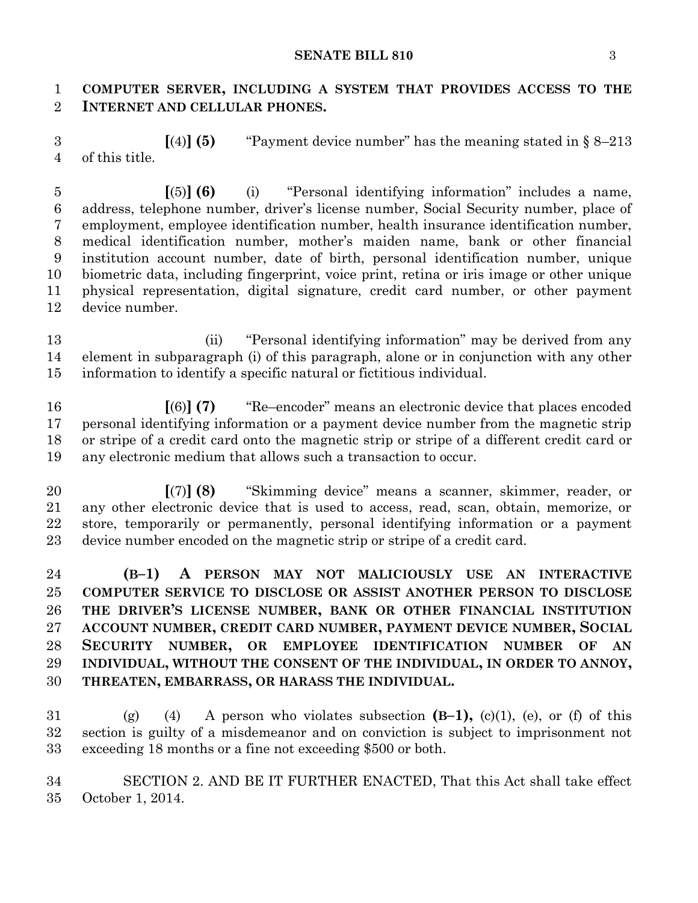**COMPUTER SERVER, INCLUDING A SYSTEM THAT PROVIDES ACCESS TO THE INTERNET AND CELLULAR PHONES.**

[(4)] **(5)** "Payment device number" has the meaning stated in § 8–213 of this title.

[(5)] **(6)** (i) "Personal identifying information" includes a name, address, telephone number, driver's license number, Social Security number, place of employment, employee identification number, health insurance identification number, medical identification number, mother's maiden name, bank or other financial institution account number, date of birth, personal identification number, unique biometric data, including fingerprint, voice print, retina or iris image or other unique physical representation, digital signature, credit card number, or other payment device number.

(ii) "Personal identifying information" may be derived from any element in subparagraph (i) of this paragraph, alone or in conjunction with any other information to identify a specific natural or fictitious individual.

[(6)] **(7)** "Re–encoder" means an electronic device that places encoded personal identifying information or a payment device number from the magnetic strip or stripe of a credit card onto the magnetic strip or stripe of a different credit card or any electronic medium that allows such a transaction to occur.

[(7)] **(8)** "Skimming device" means a scanner, skimmer, reader, or any other electronic device that is used to access, read, scan, obtain, memorize, or store, temporarily or permanently, personal identifying information or a payment device number encoded on the magnetic strip or stripe of a credit card.

**(B–1) A PERSON MAY NOT MALICIOUSLY USE AN INTERACTIVE COMPUTER SERVICE TO DISCLOSE OR ASSIST ANOTHER PERSON TO DISCLOSE THE DRIVER'S LICENSE NUMBER, BANK OR OTHER FINANCIAL INSTITUTION ACCOUNT NUMBER, CREDIT CARD NUMBER, PAYMENT DEVICE NUMBER, SOCIAL SECURITY NUMBER, OR EMPLOYEE IDENTIFICATION NUMBER OF AN INDIVIDUAL, WITHOUT THE CONSENT OF THE INDIVIDUAL, IN ORDER TO ANNOY, THREATEN, EMBARRASS, OR HARASS THE INDIVIDUAL.**

(g) (4) A person who violates subsection **(B–1),** (c)(1), (e), or (f) of this section is guilty of a misdemeanor and on conviction is subject to imprisonment not exceeding 18 months or a fine not exceeding $500 or both.

SECTION 2. AND BE IT FURTHER ENACTED, That this Act shall take effect October 1, 2014.